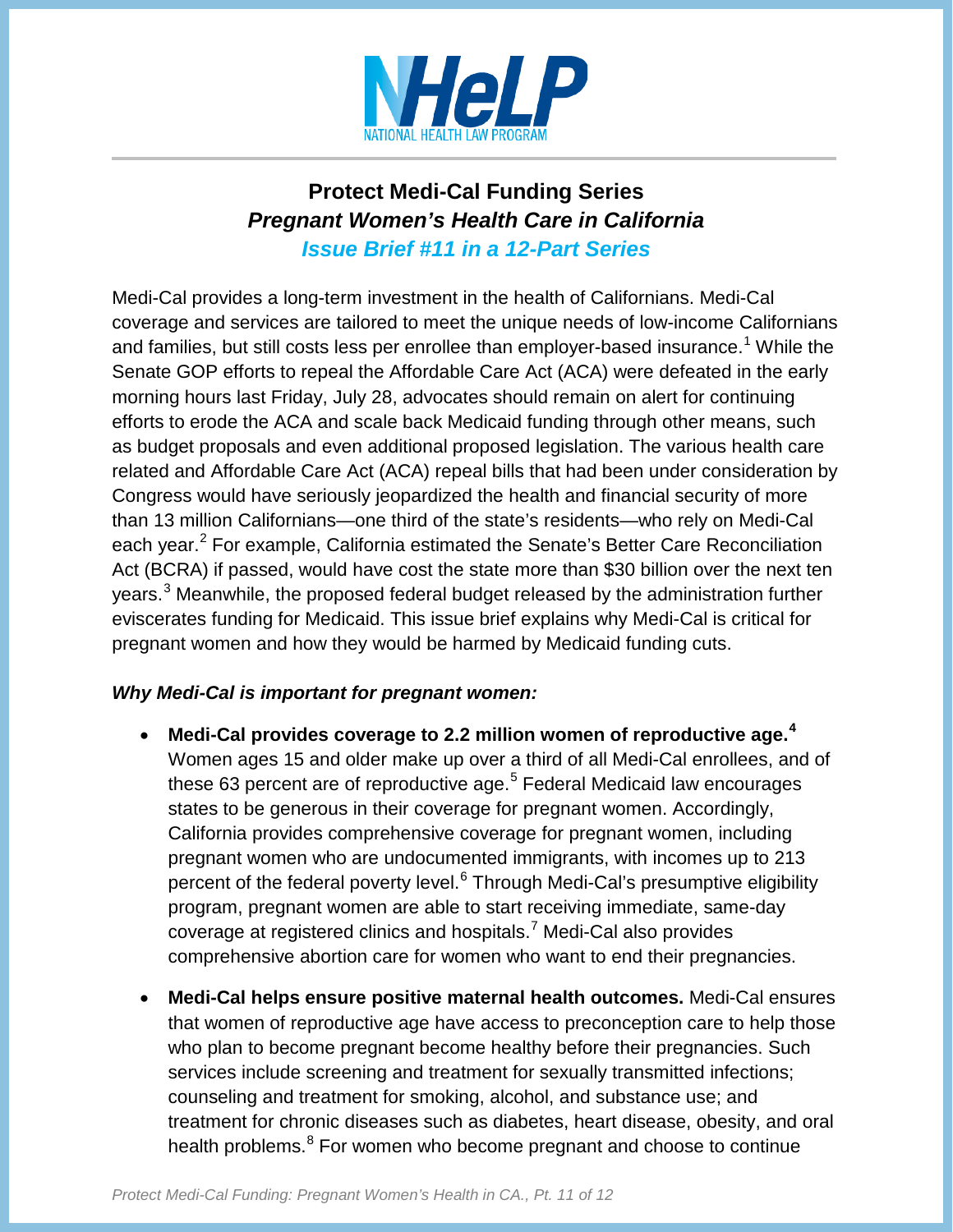NHeLP

NATIONAL HEALTH LAW PROGRAM

## Protect Medi-Cal Funding Series

## *Pregnant Women's Health Care in California*

### *Issue Brief #11 in a 12-Part Series*

Medi-Cal provides a long-term investment in the health of Californians. Medi-Cal coverage and services are tailored to meet the unique needs of low-income Californians and families, but still costs less per enrollee than employer-based insurance.[1] While the Senate GOP efforts to repeal the Affordable Care Act (ACA) were defeated in the early morning hours last Friday, July 28, advocates should remain on alert for continuing efforts to erode the ACA and scale back Medicaid funding through other means, such as budget proposals and even additional proposed legislation. The various health care related and Affordable Care Act (ACA) repeal bills that had been under consideration by Congress would have seriously jeopardized the health and financial security of more than 13 million Californians—one third of the state's residents—who rely on Medi-Cal each year.[2] For example, California estimated the Senate's Better Care Reconciliation Act (BCRA) if passed, would have cost the state more than $30 billion over the next ten years.[3] Meanwhile, the proposed federal budget released by the administration further eviscerates funding for Medicaid. This issue brief explains why Medi-Cal is critical for pregnant women and how they would be harmed by Medicaid funding cuts.

***Why Medi-Cal is important for pregnant women:***

- **Medi-Cal provides coverage to 2.2 million women of reproductive age.[4]** Women ages 15 and older make up over a third of all Medi-Cal enrollees, and of these 63 percent are of reproductive age.[5] Federal Medicaid law encourages states to be generous in their coverage for pregnant women. Accordingly, California provides comprehensive coverage for pregnant women, including pregnant women who are undocumented immigrants, with incomes up to 213 percent of the federal poverty level.[6] Through Medi-Cal's presumptive eligibility program, pregnant women are able to start receiving immediate, same-day coverage at registered clinics and hospitals.[7] Medi-Cal also provides comprehensive abortion care for women who want to end their pregnancies.

- **Medi-Cal helps ensure positive maternal health outcomes.** Medi-Cal ensures that women of reproductive age have access to preconception care to help those who plan to become pregnant become healthy before their pregnancies. Such services include screening and treatment for sexually transmitted infections; counseling and treatment for smoking, alcohol, and substance use; and treatment for chronic diseases such as diabetes, heart disease, obesity, and oral health problems.[8] For women who become pregnant and choose to continue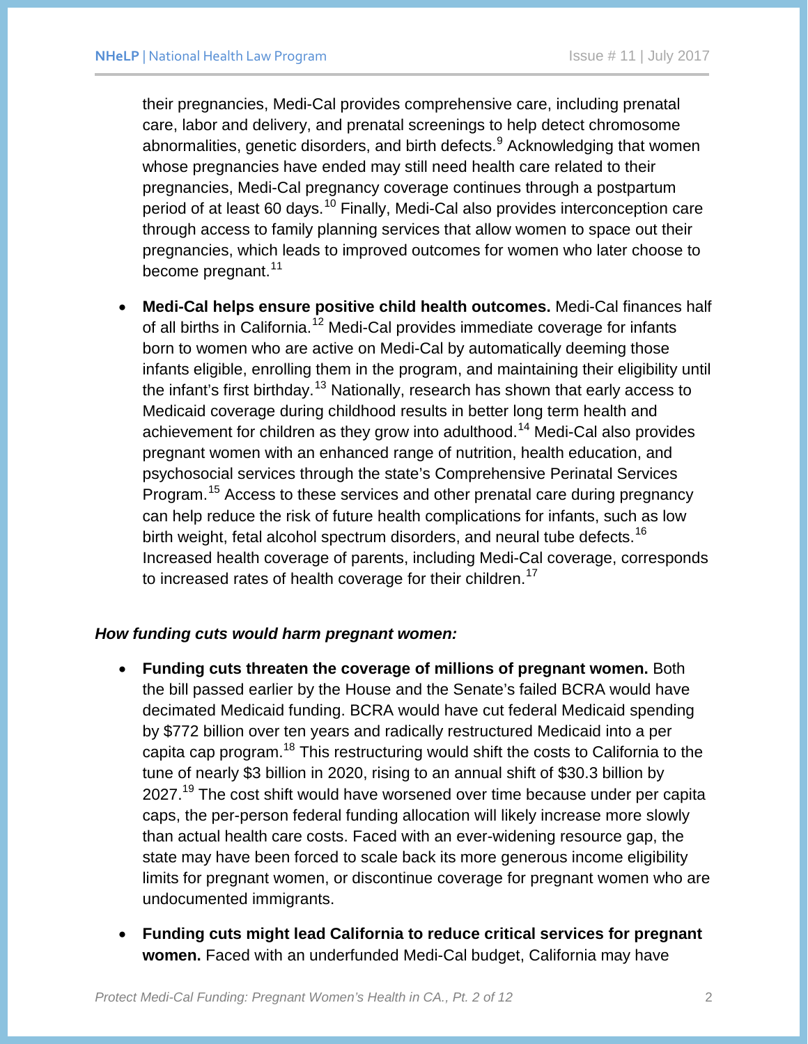their pregnancies, Medi-Cal provides comprehensive care, including prenatal care, labor and delivery, and prenatal screenings to help detect chromosome abnormalities, genetic disorders, and birth defects.[9] Acknowledging that women whose pregnancies have ended may still need health care related to their pregnancies, Medi-Cal pregnancy coverage continues through a postpartum period of at least 60 days.[10] Finally, Medi-Cal also provides interconception care through access to family planning services that allow women to space out their pregnancies, which leads to improved outcomes for women who later choose to become pregnant.[11]

- **Medi-Cal helps ensure positive child health outcomes.** Medi-Cal finances half of all births in California.[12] Medi-Cal provides immediate coverage for infants born to women who are active on Medi-Cal by automatically deeming those infants eligible, enrolling them in the program, and maintaining their eligibility until the infant's first birthday.[13] Nationally, research has shown that early access to Medicaid coverage during childhood results in better long term health and achievement for children as they grow into adulthood.[14] Medi-Cal also provides pregnant women with an enhanced range of nutrition, health education, and psychosocial services through the state's Comprehensive Perinatal Services Program.[15] Access to these services and other prenatal care during pregnancy can help reduce the risk of future health complications for infants, such as low birth weight, fetal alcohol spectrum disorders, and neural tube defects.[16] Increased health coverage of parents, including Medi-Cal coverage, corresponds to increased rates of health coverage for their children.[17]

***How funding cuts would harm pregnant women:***

- **Funding cuts threaten the coverage of millions of pregnant women.** Both the bill passed earlier by the House and the Senate's failed BCRA would have decimated Medicaid funding. BCRA would have cut federal Medicaid spending by $772 billion over ten years and radically restructured Medicaid into a per capita cap program.[18] This restructuring would shift the costs to California to the tune of nearly $3 billion in 2020, rising to an annual shift of $30.3 billion by 2027.[19] The cost shift would have worsened over time because under per capita caps, the per-person federal funding allocation will likely increase more slowly than actual health care costs. Faced with an ever-widening resource gap, the state may have been forced to scale back its more generous income eligibility limits for pregnant women, or discontinue coverage for pregnant women who are undocumented immigrants.

- **Funding cuts might lead California to reduce critical services for pregnant women.** Faced with an underfunded Medi-Cal budget, California may have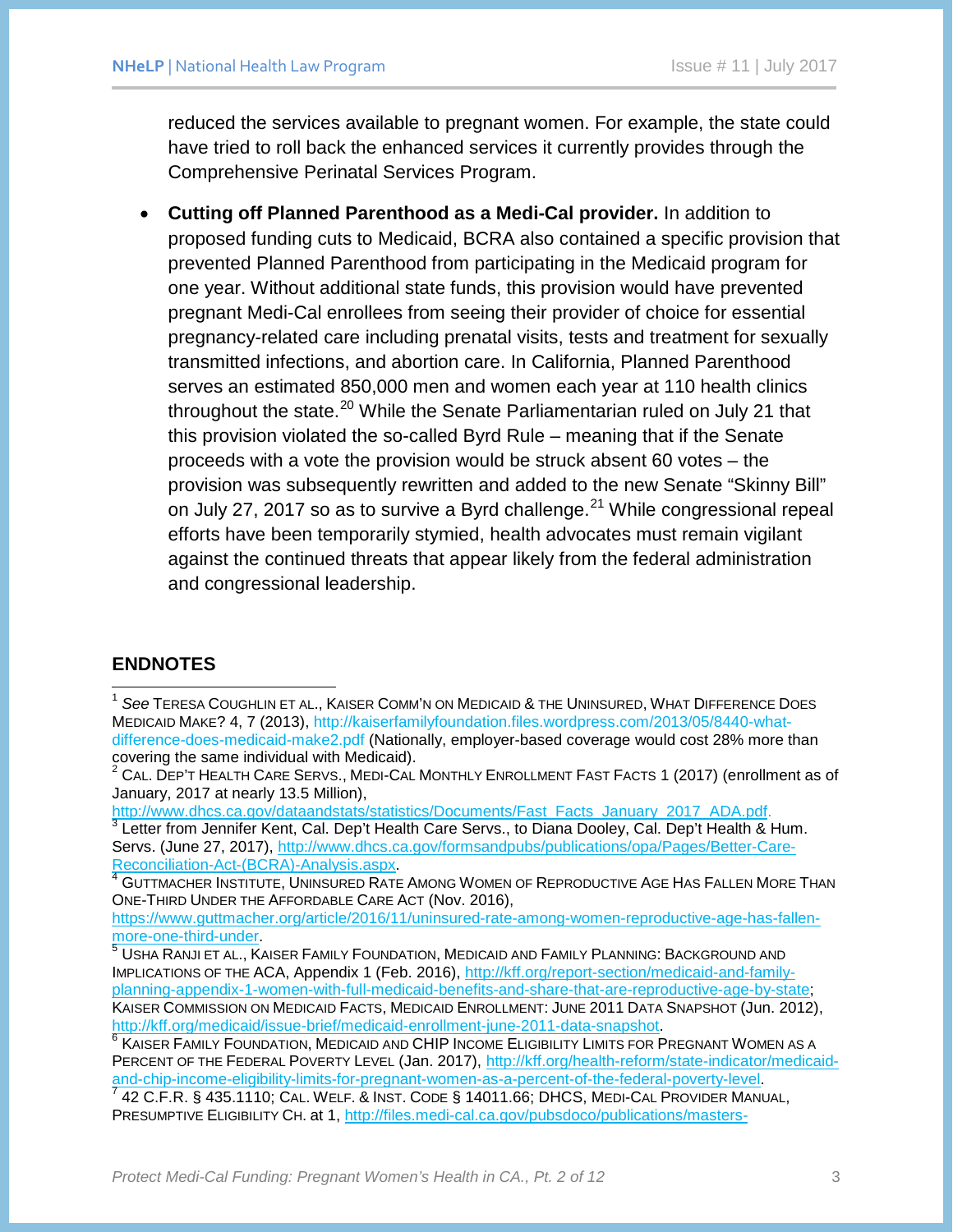reduced the services available to pregnant women. For example, the state could have tried to roll back the enhanced services it currently provides through the Comprehensive Perinatal Services Program.

- **Cutting off Planned Parenthood as a Medi-Cal provider.** In addition to proposed funding cuts to Medicaid, BCRA also contained a specific provision that prevented Planned Parenthood from participating in the Medicaid program for one year. Without additional state funds, this provision would have prevented pregnant Medi-Cal enrollees from seeing their provider of choice for essential pregnancy-related care including prenatal visits, tests and treatment for sexually transmitted infections, and abortion care. In California, Planned Parenthood serves an estimated 850,000 men and women each year at 110 health clinics throughout the state.[20] While the Senate Parliamentarian ruled on July 21 that this provision violated the so-called Byrd Rule – meaning that if the Senate proceeds with a vote the provision would be struck absent 60 votes – the provision was subsequently rewritten and added to the new Senate "Skinny Bill" on July 27, 2017 so as to survive a Byrd challenge.[21] While congressional repeal efforts have been temporarily stymied, health advocates must remain vigilant against the continued threats that appear likely from the federal administration and congressional leadership.

## ENDNOTES

[1] *See* TERESA COUGHLIN ET AL., KAISER COMM'N ON MEDICAID & THE UNINSURED, WHAT DIFFERENCE DOES MEDICAID MAKE? 4, 7 (2013), http://kaiserfamilyfoundation.files.wordpress.com/2013/05/8440-what-difference-does-medicaid-make2.pdf (Nationally, employer-based coverage would cost 28% more than covering the same individual with Medicaid).

[2] CAL. DEP'T HEALTH CARE SERVS., MEDI-CAL MONTHLY ENROLLMENT FAST FACTS 1 (2017) (enrollment as of January, 2017 at nearly 13.5 Million), http://www.dhcs.ca.gov/dataandstats/statistics/Documents/Fast_Facts_January_2017_ADA.pdf.

[3] Letter from Jennifer Kent, Cal. Dep't Health Care Servs., to Diana Dooley, Cal. Dep't Health & Hum. Servs. (June 27, 2017), http://www.dhcs.ca.gov/formsandpubs/publications/opa/Pages/Better-Care-Reconciliation-Act-(BCRA)-Analysis.aspx.

[4] GUTTMACHER INSTITUTE, UNINSURED RATE AMONG WOMEN OF REPRODUCTIVE AGE HAS FALLEN MORE THAN ONE-THIRD UNDER THE AFFORDABLE CARE ACT (Nov. 2016), https://www.guttmacher.org/article/2016/11/uninsured-rate-among-women-reproductive-age-has-fallen-more-one-third-under.

[5] USHA RANJI ET AL., KAISER FAMILY FOUNDATION, MEDICAID AND FAMILY PLANNING: BACKGROUND AND IMPLICATIONS OF THE ACA, Appendix 1 (Feb. 2016), http://kff.org/report-section/medicaid-and-family-planning-appendix-1-women-with-full-medicaid-benefits-and-share-that-are-reproductive-age-by-state; KAISER COMMISSION ON MEDICAID FACTS, MEDICAID ENROLLMENT: JUNE 2011 DATA SNAPSHOT (Jun. 2012), http://kff.org/medicaid/issue-brief/medicaid-enrollment-june-2011-data-snapshot.

[6] KAISER FAMILY FOUNDATION, MEDICAID AND CHIP INCOME ELIGIBILITY LIMITS FOR PREGNANT WOMEN AS A PERCENT OF THE FEDERAL POVERTY LEVEL (Jan. 2017), http://kff.org/health-reform/state-indicator/medicaid-and-chip-income-eligibility-limits-for-pregnant-women-as-a-percent-of-the-federal-poverty-level.

[7] 42 C.F.R. § 435.1110; CAL. WELF. & INST. CODE § 14011.66; DHCS, MEDI-CAL PROVIDER MANUAL, PRESUMPTIVE ELIGIBILITY CH. at 1, http://files.medi-cal.ca.gov/pubsdoco/publications/masters-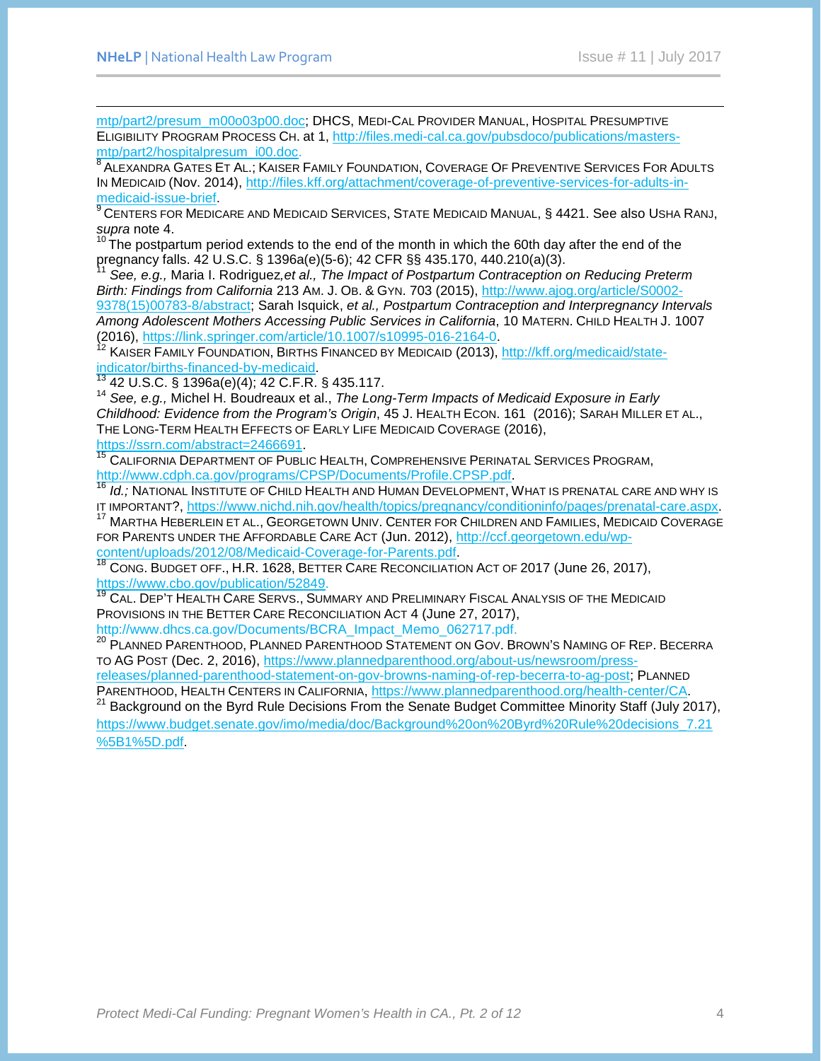mtp/part2/presum_m00o03p00.doc; DHCS, MEDI-CAL PROVIDER MANUAL, HOSPITAL PRESUMPTIVE ELIGIBILITY PROGRAM PROCESS CH. at 1, http://files.medi-cal.ca.gov/pubsdoco/publications/masters-mtp/part2/hospitalpresum_i00.doc.

[8] ALEXANDRA GATES ET AL.; KAISER FAMILY FOUNDATION, COVERAGE OF PREVENTIVE SERVICES FOR ADULTS IN MEDICAID (Nov. 2014), http://files.kff.org/attachment/coverage-of-preventive-services-for-adults-in-medicaid-issue-brief.

[9] CENTERS FOR MEDICARE AND MEDICAID SERVICES, STATE MEDICAID MANUAL, § 4421. See also USHA RANJ, *supra* note 4.

[10] The postpartum period extends to the end of the month in which the 60th day after the end of the pregnancy falls. 42 U.S.C. § 1396a(e)(5-6); 42 CFR §§ 435.170, 440.210(a)(3).

[11] *See, e.g.,* Maria I. Rodriguez, *et al., The Impact of Postpartum Contraception on Reducing Preterm Birth: Findings from California* 213 AM. J. OB. & GYN. 703 (2015), http://www.ajog.org/article/S0002-9378(15)00783-8/abstract; Sarah Isquick, *et al., Postpartum Contraception and Interpregnancy Intervals Among Adolescent Mothers Accessing Public Services in California*, 10 MATERN. CHILD HEALTH J. 1007 (2016), https://link.springer.com/article/10.1007/s10995-016-2164-0.

[12] KAISER FAMILY FOUNDATION, BIRTHS FINANCED BY MEDICAID (2013), http://kff.org/medicaid/state-indicator/births-financed-by-medicaid.

[13] 42 U.S.C. § 1396a(e)(4); 42 C.F.R. § 435.117.

[14] *See, e.g.,* Michel H. Boudreaux et al., *The Long-Term Impacts of Medicaid Exposure in Early Childhood: Evidence from the Program's Origin*, 45 J. HEALTH ECON. 161 (2016); SARAH MILLER ET AL., THE LONG-TERM HEALTH EFFECTS OF EARLY LIFE MEDICAID COVERAGE (2016), https://ssrn.com/abstract=2466691.

[15] CALIFORNIA DEPARTMENT OF PUBLIC HEALTH, COMPREHENSIVE PERINATAL SERVICES PROGRAM, http://www.cdph.ca.gov/programs/CPSP/Documents/Profile.CPSP.pdf.

[16] *Id.;* NATIONAL INSTITUTE OF CHILD HEALTH AND HUMAN DEVELOPMENT, WHAT IS PRENATAL CARE AND WHY IS IT IMPORTANT?, https://www.nichd.nih.gov/health/topics/pregnancy/conditioninfo/pages/prenatal-care.aspx.

[17] MARTHA HEBERLEIN ET AL., GEORGETOWN UNIV. CENTER FOR CHILDREN AND FAMILIES, MEDICAID COVERAGE FOR PARENTS UNDER THE AFFORDABLE CARE ACT (Jun. 2012), http://ccf.georgetown.edu/wp-content/uploads/2012/08/Medicaid-Coverage-for-Parents.pdf.

[18] CONG. BUDGET OFF., H.R. 1628, BETTER CARE RECONCILIATION ACT OF 2017 (June 26, 2017), https://www.cbo.gov/publication/52849.

[19] CAL. DEP'T HEALTH CARE SERVS., SUMMARY AND PRELIMINARY FISCAL ANALYSIS OF THE MEDICAID PROVISIONS IN THE BETTER CARE RECONCILIATION ACT 4 (June 27, 2017), http://www.dhcs.ca.gov/Documents/BCRA_Impact_Memo_062717.pdf.

[20] PLANNED PARENTHOOD, PLANNED PARENTHOOD STATEMENT ON GOV. BROWN'S NAMING OF REP. BECERRA TO AG POST (Dec. 2, 2016), https://www.plannedparenthood.org/about-us/newsroom/press-releases/planned-parenthood-statement-on-gov-browns-naming-of-rep-becerra-to-ag-post; PLANNED PARENTHOOD, HEALTH CENTERS IN CALIFORNIA, https://www.plannedparenthood.org/health-center/CA.

[21] Background on the Byrd Rule Decisions From the Senate Budget Committee Minority Staff (July 2017), https://www.budget.senate.gov/imo/media/doc/Background%20on%20Byrd%20Rule%20decisions_7.21%5B1%5D.pdf.